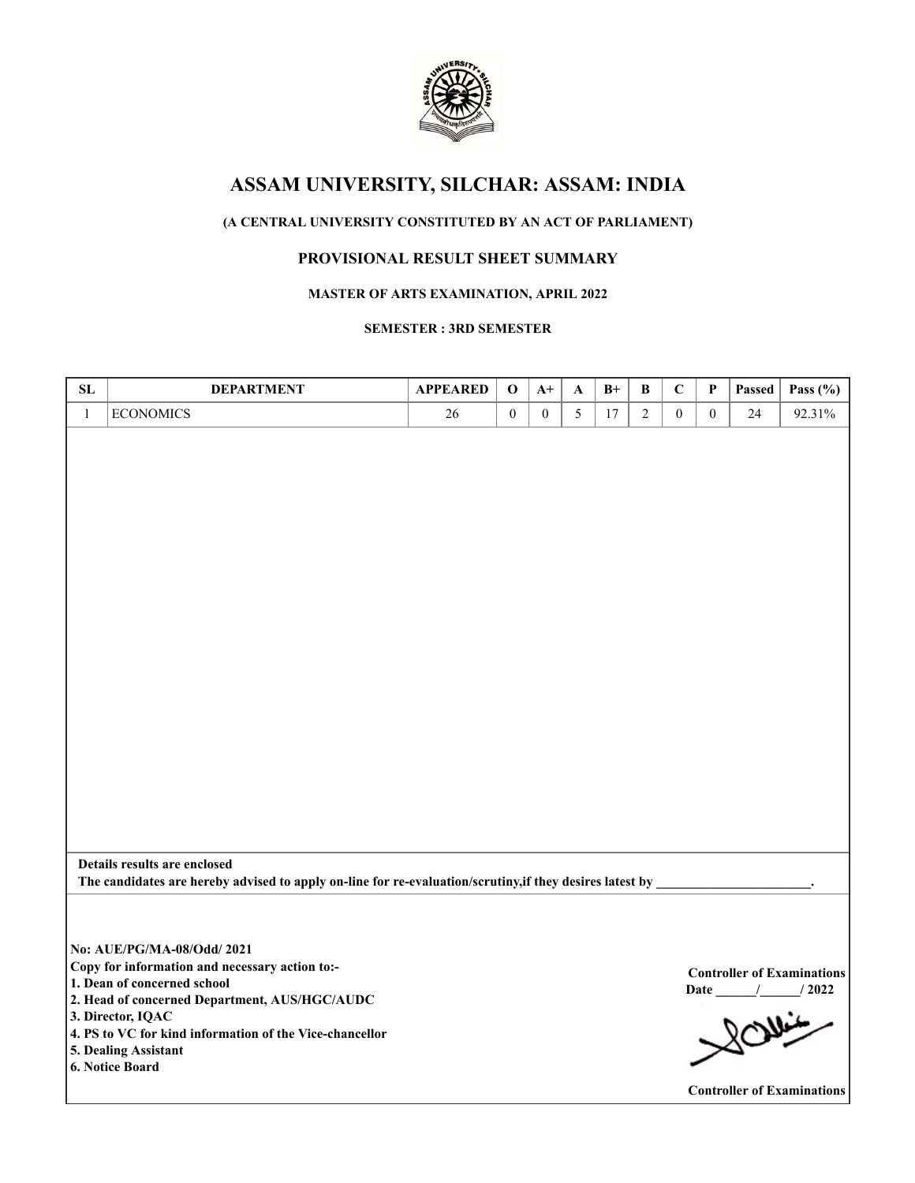# ASSAM UNIVERSITY, SILCHAR: ASSAM: INDIA

**(A CENTRAL UNIVERSITY CONSTITUTED BY AN ACT OF PARLIAMENT)**

**PROVISIONAL RESULT SHEET SUMMARY**

**MASTER OF ARTS EXAMINATION, APRIL 2022**

**SEMESTER : 3RD SEMESTER**

| SL | DEPARTMENT | APPEARED | O | A+ | A | B+ | B | C | P | Passed | Pass (%) |
|---|---|---|---|---|---|---|---|---|---|---|---|
| 1 | ECONOMICS | 26 | 0 | 0 | 5 | 17 | 2 | 0 | 0 | 24 | 92.31% |

**Details results are enclosed**

**The candidates are hereby advised to apply on-line for re-evaluation/scrutiny,if they desires latest by _______________________.**

**No: AUE/PG/MA-08/Odd/ 2021**

**Copy for information and necessary action to:-**

**1. Dean of concerned school**

**2. Head of concerned Department, AUS/HGC/AUDC**

**3. Director, IQAC**

**4. PS to VC for kind information of the Vice-chancellor**

**5. Dealing Assistant**

**6. Notice Board**

**Controller of Examinations**

**Date ______/______/ 2022**

**Controller of Examinations**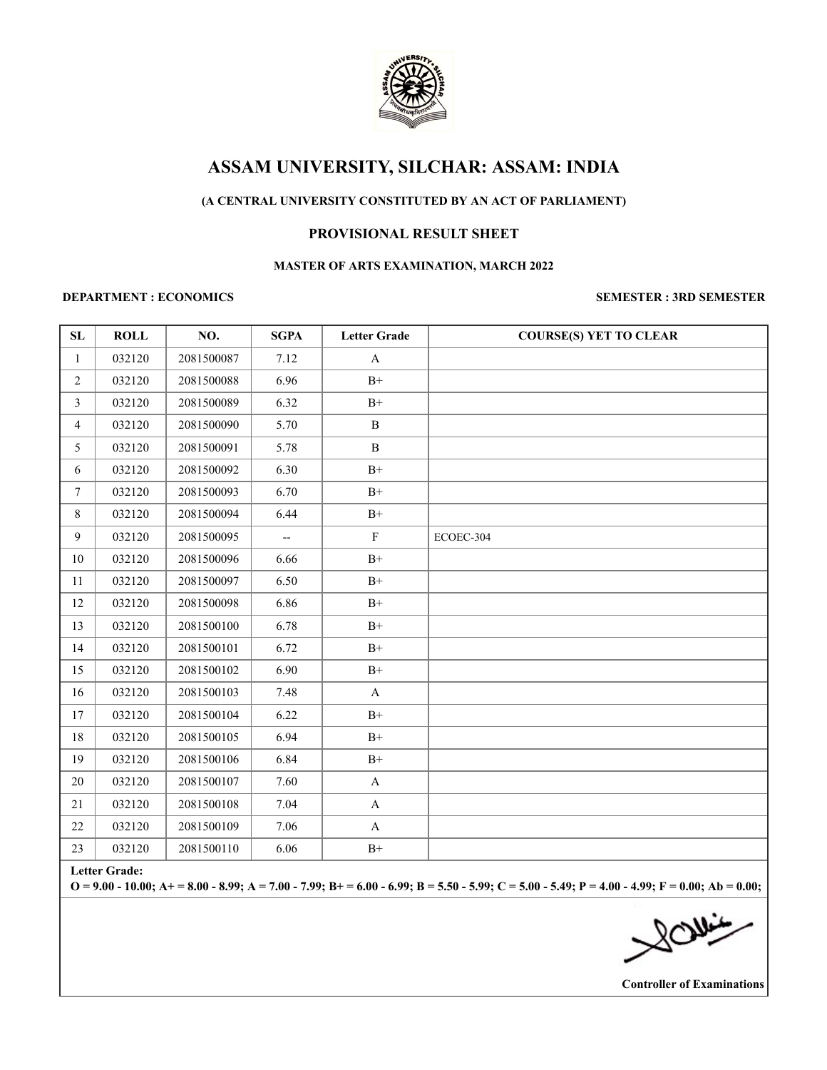# ASSAM UNIVERSITY, SILCHAR: ASSAM: INDIA

**(A CENTRAL UNIVERSITY CONSTITUTED BY AN ACT OF PARLIAMENT)**

**PROVISIONAL RESULT SHEET**

**MASTER OF ARTS EXAMINATION, MARCH 2022**

**DEPARTMENT : ECONOMICS** **SEMESTER : 3RD SEMESTER**

| SL | ROLL | NO. | SGPA | Letter Grade | COURSE(S) YET TO CLEAR |
|---|---|---|---|---|---|
| 1 | 032120 | 2081500087 | 7.12 | A | |
| 2 | 032120 | 2081500088 | 6.96 | B+ | |
| 3 | 032120 | 2081500089 | 6.32 | B+ | |
| 4 | 032120 | 2081500090 | 5.70 | B | |
| 5 | 032120 | 2081500091 | 5.78 | B | |
| 6 | 032120 | 2081500092 | 6.30 | B+ | |
| 7 | 032120 | 2081500093 | 6.70 | B+ | |
| 8 | 032120 | 2081500094 | 6.44 | B+ | |
| 9 | 032120 | 2081500095 | -- | F | ECOEC-304 |
| 10 | 032120 | 2081500096 | 6.66 | B+ | |
| 11 | 032120 | 2081500097 | 6.50 | B+ | |
| 12 | 032120 | 2081500098 | 6.86 | B+ | |
| 13 | 032120 | 2081500100 | 6.78 | B+ | |
| 14 | 032120 | 2081500101 | 6.72 | B+ | |
| 15 | 032120 | 2081500102 | 6.90 | B+ | |
| 16 | 032120 | 2081500103 | 7.48 | A | |
| 17 | 032120 | 2081500104 | 6.22 | B+ | |
| 18 | 032120 | 2081500105 | 6.94 | B+ | |
| 19 | 032120 | 2081500106 | 6.84 | B+ | |
| 20 | 032120 | 2081500107 | 7.60 | A | |
| 21 | 032120 | 2081500108 | 7.04 | A | |
| 22 | 032120 | 2081500109 | 7.06 | A | |
| 23 | 032120 | 2081500110 | 6.06 | B+ | |

**Letter Grade:**
**O = 9.00 - 10.00; A+ = 8.00 - 8.99; A = 7.00 - 7.99; B+ = 6.00 - 6.99; B = 5.50 - 5.99; C = 5.00 - 5.49; P = 4.00 - 4.99; F = 0.00; Ab = 0.00;**

**Controller of Examinations**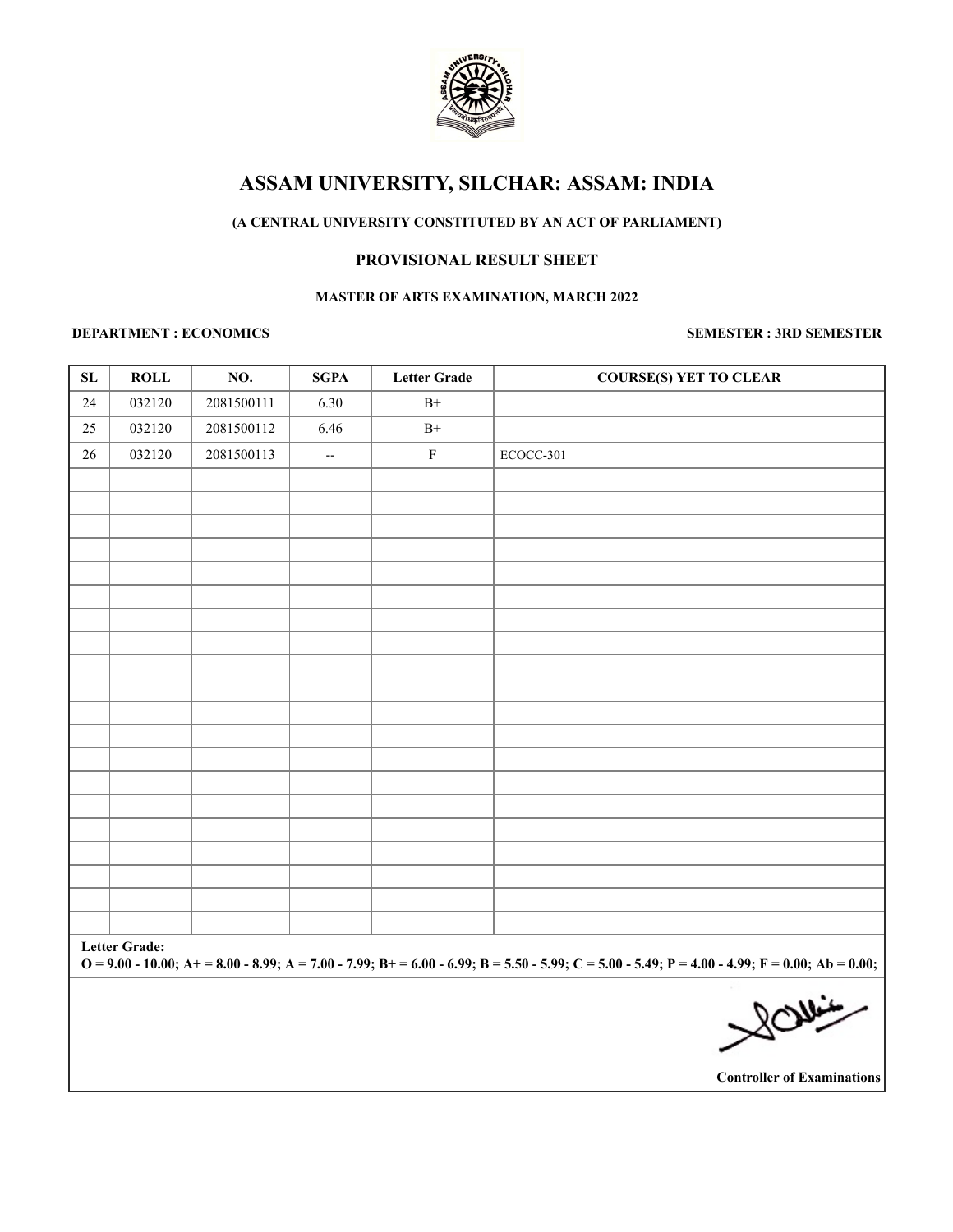# ASSAM UNIVERSITY, SILCHAR: ASSAM: INDIA

**(A CENTRAL UNIVERSITY CONSTITUTED BY AN ACT OF PARLIAMENT)**

## PROVISIONAL RESULT SHEET

**MASTER OF ARTS EXAMINATION, MARCH 2022**

**DEPARTMENT : ECONOMICS** **SEMESTER : 3RD SEMESTER**

| SL | ROLL | NO. | SGPA | Letter Grade | COURSE(S) YET TO CLEAR |
|---|---|---|---|---|---|
| 24 | 032120 | 2081500111 | 6.30 | B+ | |
| 25 | 032120 | 2081500112 | 6.46 | B+ | |
| 26 | 032120 | 2081500113 | -- | F | ECOCC-301 |

**Letter Grade:**
**O = 9.00 - 10.00; A+ = 8.00 - 8.99; A = 7.00 - 7.99; B+ = 6.00 - 6.99; B = 5.50 - 5.99; C = 5.00 - 5.49; P = 4.00 - 4.99; F = 0.00; Ab = 0.00;**

**Controller of Examinations**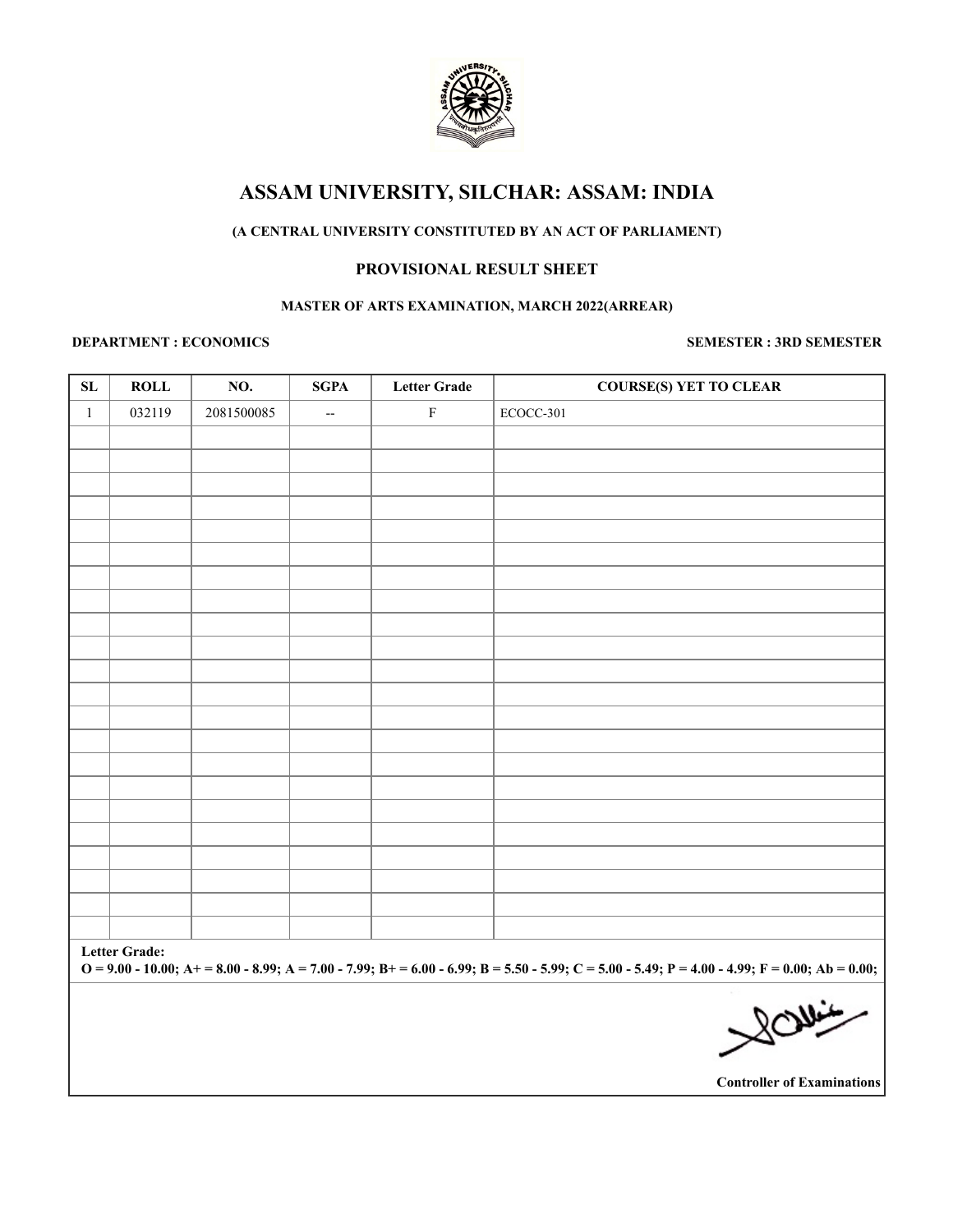# ASSAM UNIVERSITY, SILCHAR: ASSAM: INDIA

**(A CENTRAL UNIVERSITY CONSTITUTED BY AN ACT OF PARLIAMENT)**

**PROVISIONAL RESULT SHEET**

**MASTER OF ARTS EXAMINATION, MARCH 2022(ARREAR)**

**DEPARTMENT : ECONOMICS** **SEMESTER : 3RD SEMESTER**

| SL | ROLL | NO. | SGPA | Letter Grade | COURSE(S) YET TO CLEAR |
|---|---|---|---|---|---|
| 1 | 032119 | 2081500085 | -- | F | ECOCC-301 |

**Letter Grade:**
**O = 9.00 - 10.00; A+ = 8.00 - 8.99; A = 7.00 - 7.99; B+ = 6.00 - 6.99; B = 5.50 - 5.99; C = 5.00 - 5.49; P = 4.00 - 4.99; F = 0.00; Ab = 0.00;**

**Controller of Examinations**